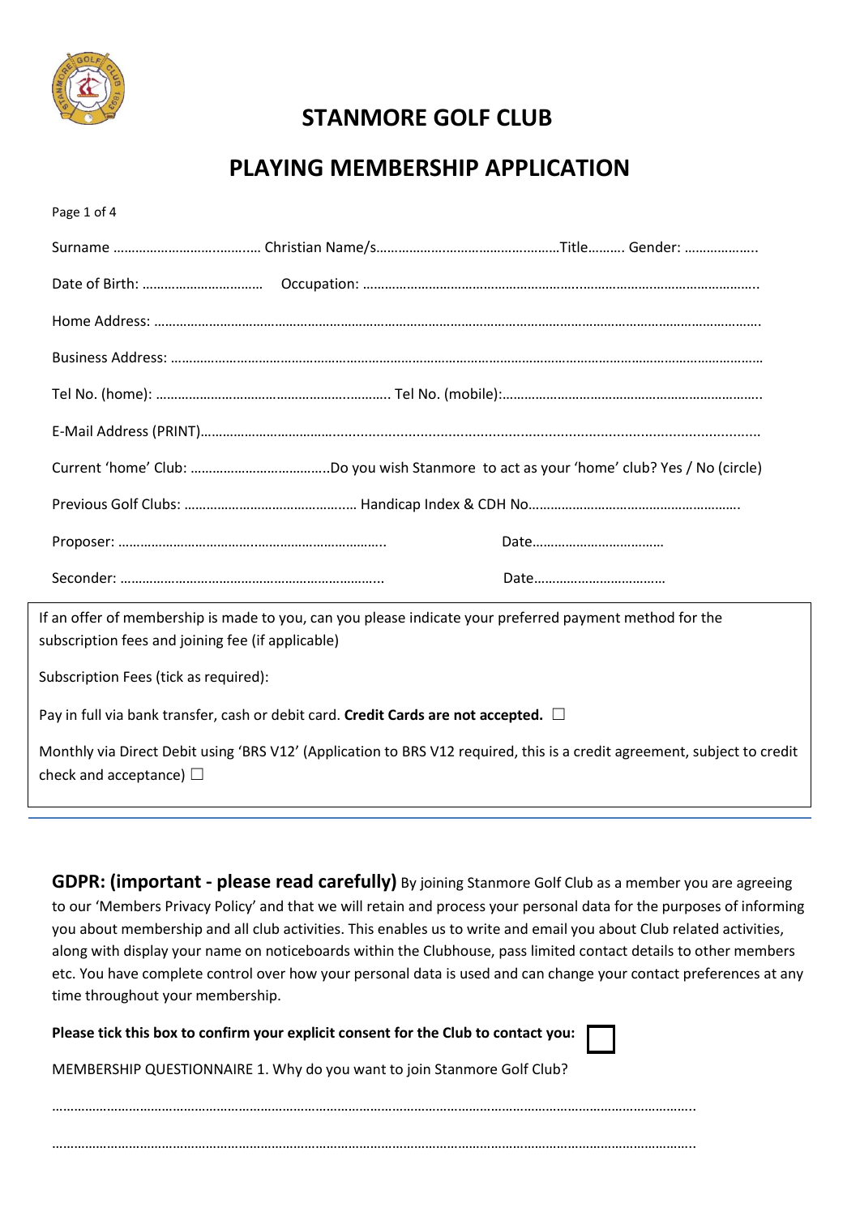# STANMORE GOLF CLUB

## PLAYING MEMBERSHIP APPLICATION

Page 1 of 4

Surname …………………………..…… Christian Name/s……………………………………..……Title………. Gender: ………………..

Date of Birth: ……………………………  Occupation: ………………………………………………..…………………………………….

Home Address: ……………………………………………………………………………………………………………………………………….

Business Address: ……………………………………………………………………………………………………………………………………

Tel No. (home): ……………………………………………..……….. Tel No. (mobile):……………………………………………………………..

E-Mail Address (PRINT)……………………………...............................................................................................

Current 'home' Club: ………………………………..Do you wish Stanmore to act as your 'home' club? Yes / No (circle)

Previous Golf Clubs: ……………………………………..… Handicap Index & CDH No………………………………………………….

Proposer: ………………………………..…………………………….. Date………………………………

Seconder: ……………………………………………………………….. Date………………………………

If an offer of membership is made to you, can you please indicate your preferred payment method for the subscription fees and joining fee (if applicable)

Subscription Fees (tick as required):

Pay in full via bank transfer, cash or debit card. **Credit Cards are not accepted.** ☐

Monthly via Direct Debit using 'BRS V12' (Application to BRS V12 required, this is a credit agreement, subject to credit check and acceptance) ☐

---

**GDPR: (important - please read carefully)** By joining Stanmore Golf Club as a member you are agreeing to our 'Members Privacy Policy' and that we will retain and process your personal data for the purposes of informing you about membership and all club activities. This enables us to write and email you about Club related activities, along with display your name on noticeboards within the Clubhouse, pass limited contact details to other members etc. You have complete control over how your personal data is used and can change your contact preferences at any time throughout your membership.

**Please tick this box to confirm your explicit consent for the Club to contact you:** ☐

MEMBERSHIP QUESTIONNAIRE 1. Why do you want to join Stanmore Golf Club?

…………………………………………………………………………………………………………………………………………………..

…………………………………………………………………………………………………………………………………………………..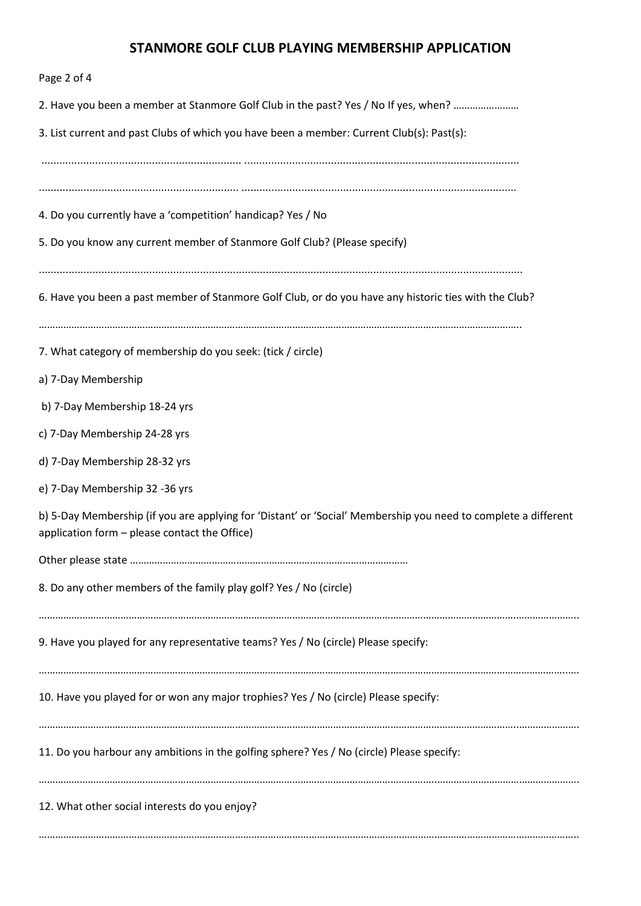# STANMORE GOLF CLUB PLAYING MEMBERSHIP APPLICATION

2. Have you been a member at Stanmore Golf Club in the past? Yes / No If yes, when? ……………………

3. List current and past Clubs of which you have been a member: Current Club(s): Past(s):

............................................................... ..........................................................................................

............................................................... ..........................................................................................

4. Do you currently have a 'competition' handicap? Yes / No

5. Do you know any current member of Stanmore Golf Club? (Please specify)

..............................................................................................................................................

6. Have you been a past member of Stanmore Golf Club, or do you have any historic ties with the Club?

………………………………………………………………………………………………………………………………………………….

7. What category of membership do you seek: (tick / circle)

a) 7-Day Membership

b) 7-Day Membership 18-24 yrs

c) 7-Day Membership 24-28 yrs

d) 7-Day Membership 28-32 yrs

e) 7-Day Membership 32 -36 yrs

b) 5-Day Membership (if you are applying for 'Distant' or 'Social' Membership you need to complete a different application form – please contact the Office)

Other please state ………………………………………………………………………………………

8. Do any other members of the family play golf? Yes / No (circle)

………………………………………………………………………………………………………………………………………………………………..

9. Have you played for any representative teams? Yes / No (circle) Please specify:

………………………………………………………………………………………………………………………………………………………………..

10. Have you played for or won any major trophies? Yes / No (circle) Please specify:

………………………………………………………………………………………………………………………………………………………………..

11. Do you harbour any ambitions in the golfing sphere? Yes / No (circle) Please specify:

………………………………………………………………………………………………………………………………………………………………..

12. What other social interests do you enjoy?

………………………………………………………………………………………………………………………………………………………………..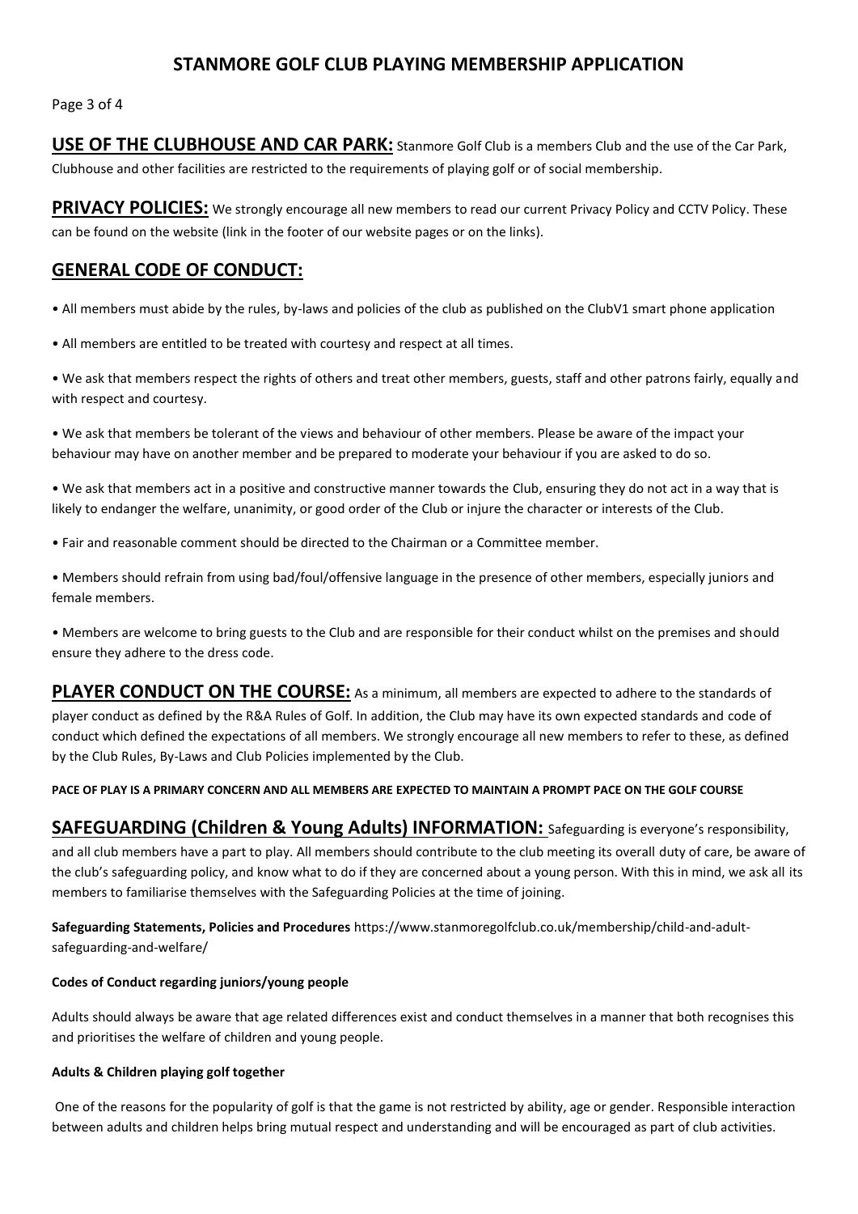# STANMORE GOLF CLUB PLAYING MEMBERSHIP APPLICATION

**USE OF THE CLUBHOUSE AND CAR PARK:** Stanmore Golf Club is a members Club and the use of the Car Park, Clubhouse and other facilities are restricted to the requirements of playing golf or of social membership.

**PRIVACY POLICIES:** We strongly encourage all new members to read our current Privacy Policy and CCTV Policy. These can be found on the website (link in the footer of our website pages or on the links).

## GENERAL CODE OF CONDUCT:

- All members must abide by the rules, by-laws and policies of the club as published on the ClubV1 smart phone application
- All members are entitled to be treated with courtesy and respect at all times.
- We ask that members respect the rights of others and treat other members, guests, staff and other patrons fairly, equally and with respect and courtesy.
- We ask that members be tolerant of the views and behaviour of other members. Please be aware of the impact your behaviour may have on another member and be prepared to moderate your behaviour if you are asked to do so.
- We ask that members act in a positive and constructive manner towards the Club, ensuring they do not act in a way that is likely to endanger the welfare, unanimity, or good order of the Club or injure the character or interests of the Club.
- Fair and reasonable comment should be directed to the Chairman or a Committee member.
- Members should refrain from using bad/foul/offensive language in the presence of other members, especially juniors and female members.
- Members are welcome to bring guests to the Club and are responsible for their conduct whilst on the premises and should ensure they adhere to the dress code.

**PLAYER CONDUCT ON THE COURSE:** As a minimum, all members are expected to adhere to the standards of player conduct as defined by the R&A Rules of Golf. In addition, the Club may have its own expected standards and code of conduct which defined the expectations of all members. We strongly encourage all new members to refer to these, as defined by the Club Rules, By-Laws and Club Policies implemented by the Club.

**PACE OF PLAY IS A PRIMARY CONCERN AND ALL MEMBERS ARE EXPECTED TO MAINTAIN A PROMPT PACE ON THE GOLF COURSE**

**SAFEGUARDING (Children & Young Adults) INFORMATION:** Safeguarding is everyone's responsibility, and all club members have a part to play. All members should contribute to the club meeting its overall duty of care, be aware of the club's safeguarding policy, and know what to do if they are concerned about a young person. With this in mind, we ask all its members to familiarise themselves with the Safeguarding Policies at the time of joining.

**Safeguarding Statements, Policies and Procedures** https://www.stanmoregolfclub.co.uk/membership/child-and-adult-safeguarding-and-welfare/

**Codes of Conduct regarding juniors/young people**

Adults should always be aware that age related differences exist and conduct themselves in a manner that both recognises this and prioritises the welfare of children and young people.

**Adults & Children playing golf together**

One of the reasons for the popularity of golf is that the game is not restricted by ability, age or gender. Responsible interaction between adults and children helps bring mutual respect and understanding and will be encouraged as part of club activities.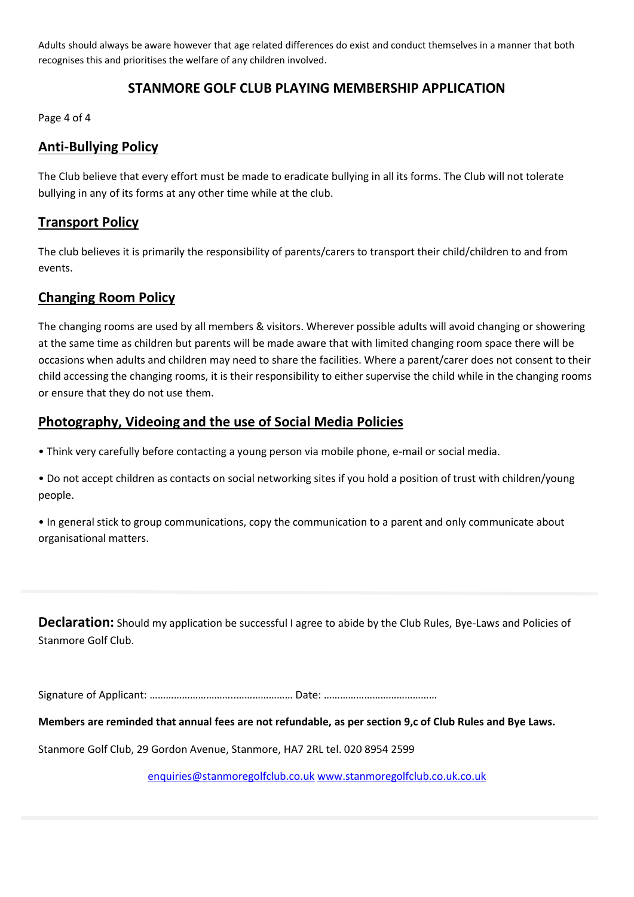Adults should always be aware however that age related differences do exist and conduct themselves in a manner that both recognises this and prioritises the welfare of any children involved.

## STANMORE GOLF CLUB PLAYING MEMBERSHIP APPLICATION

## Anti-Bullying Policy

The Club believe that every effort must be made to eradicate bullying in all its forms. The Club will not tolerate bullying in any of its forms at any other time while at the club.

## Transport Policy

The club believes it is primarily the responsibility of parents/carers to transport their child/children to and from events.

## Changing Room Policy

The changing rooms are used by all members & visitors. Wherever possible adults will avoid changing or showering at the same time as children but parents will be made aware that with limited changing room space there will be occasions when adults and children may need to share the facilities. Where a parent/carer does not consent to their child accessing the changing rooms, it is their responsibility to either supervise the child while in the changing rooms or ensure that they do not use them.

## Photography, Videoing and the use of Social Media Policies

- Think very carefully before contacting a young person via mobile phone, e-mail or social media.
- Do not accept children as contacts on social networking sites if you hold a position of trust with children/young people.
- In general stick to group communications, copy the communication to a parent and only communicate about organisational matters.

---

**Declaration:** Should my application be successful I agree to abide by the Club Rules, Bye-Laws and Policies of Stanmore Golf Club.

Signature of Applicant: …………………………..…………………… Date: ……………………………………

**Members are reminded that annual fees are not refundable, as per section 9,c of Club Rules and Bye Laws.**

Stanmore Golf Club, 29 Gordon Avenue, Stanmore, HA7 2RL tel. 020 8954 2599

enquiries@stanmoregolfclub.co.uk www.stanmoregolfclub.co.uk.co.uk